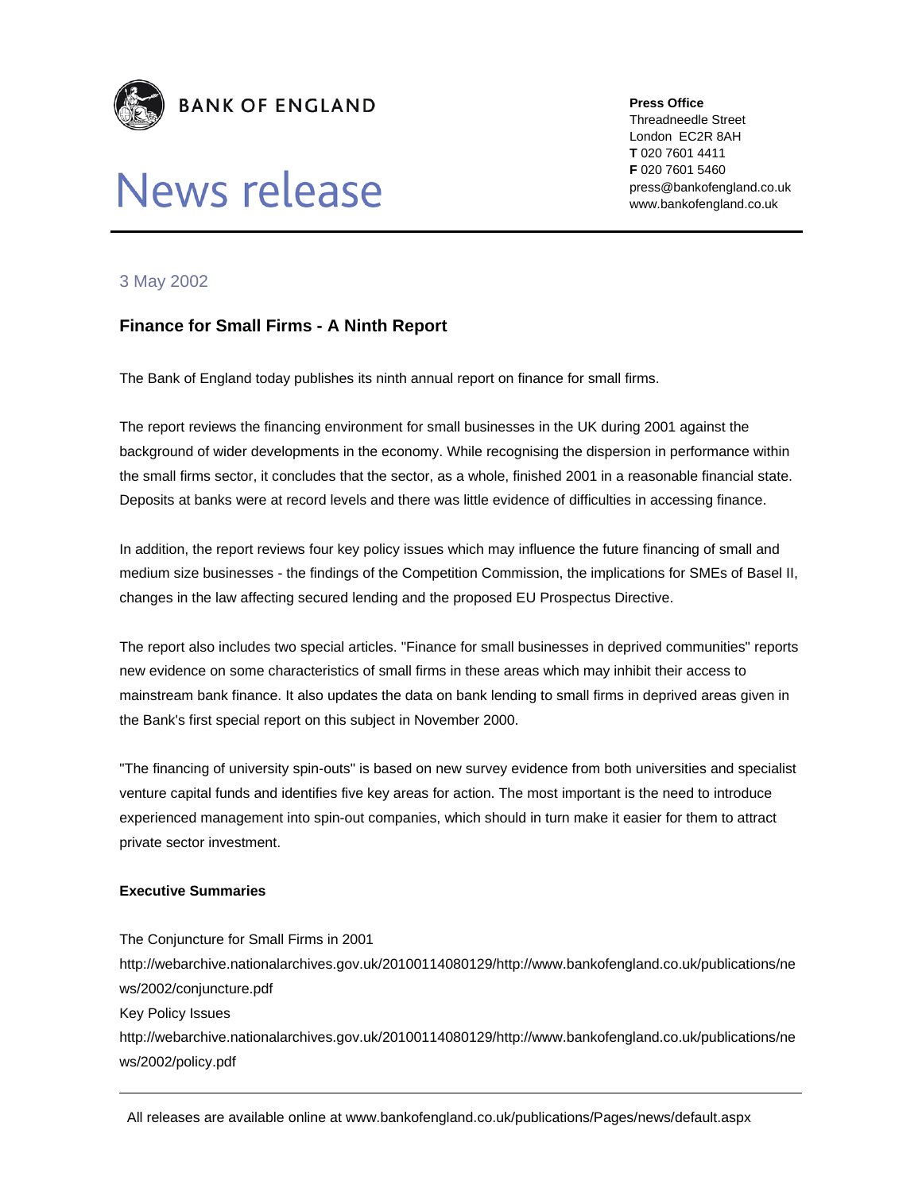**BANK OF ENGLAND**

# News release

**Press Office**
Threadneedle Street
London EC2R 8AH
**T** 020 7601 4411
**F** 020 7601 5460
press@bankofengland.co.uk
www.bankofengland.co.uk

3 May 2002

## Finance for Small Firms - A Ninth Report

The Bank of England today publishes its ninth annual report on finance for small firms.

The report reviews the financing environment for small businesses in the UK during 2001 against the background of wider developments in the economy. While recognising the dispersion in performance within the small firms sector, it concludes that the sector, as a whole, finished 2001 in a reasonable financial state. Deposits at banks were at record levels and there was little evidence of difficulties in accessing finance.

In addition, the report reviews four key policy issues which may influence the future financing of small and medium size businesses - the findings of the Competition Commission, the implications for SMEs of Basel II, changes in the law affecting secured lending and the proposed EU Prospectus Directive.

The report also includes two special articles. "Finance for small businesses in deprived communities" reports new evidence on some characteristics of small firms in these areas which may inhibit their access to mainstream bank finance. It also updates the data on bank lending to small firms in deprived areas given in the Bank's first special report on this subject in November 2000.

"The financing of university spin-outs" is based on new survey evidence from both universities and specialist venture capital funds and identifies five key areas for action. The most important is the need to introduce experienced management into spin-out companies, which should in turn make it easier for them to attract private sector investment.

**Executive Summaries**

The Conjuncture for Small Firms in 2001
http://webarchive.nationalarchives.gov.uk/20100114080129/http://www.bankofengland.co.uk/publications/news/2002/conjuncture.pdf
Key Policy Issues
http://webarchive.nationalarchives.gov.uk/20100114080129/http://www.bankofengland.co.uk/publications/news/2002/policy.pdf

All releases are available online at www.bankofengland.co.uk/publications/Pages/news/default.aspx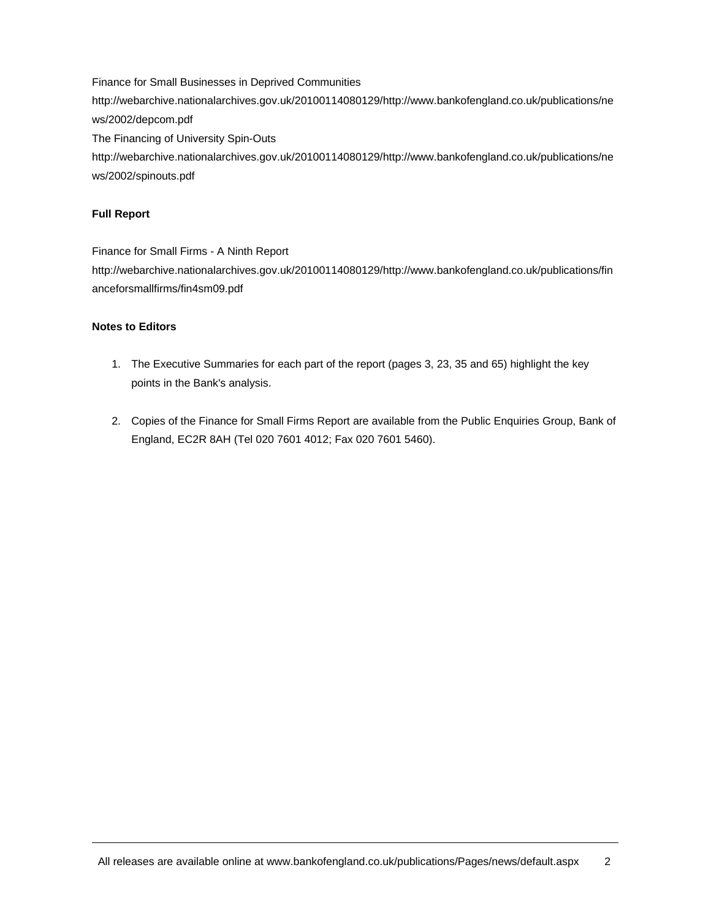Finance for Small Businesses in Deprived Communities
http://webarchive.nationalarchives.gov.uk/20100114080129/http://www.bankofengland.co.uk/publications/news/2002/depcom.pdf
The Financing of University Spin-Outs
http://webarchive.nationalarchives.gov.uk/20100114080129/http://www.bankofengland.co.uk/publications/news/2002/spinouts.pdf

**Full Report**

Finance for Small Firms - A Ninth Report
http://webarchive.nationalarchives.gov.uk/20100114080129/http://www.bankofengland.co.uk/publications/financeforsmallfirms/fin4sm09.pdf

**Notes to Editors**

1. The Executive Summaries for each part of the report (pages 3, 23, 35 and 65) highlight the key points in the Bank's analysis.

2. Copies of the Finance for Small Firms Report are available from the Public Enquiries Group, Bank of England, EC2R 8AH (Tel 020 7601 4012; Fax 020 7601 5460).